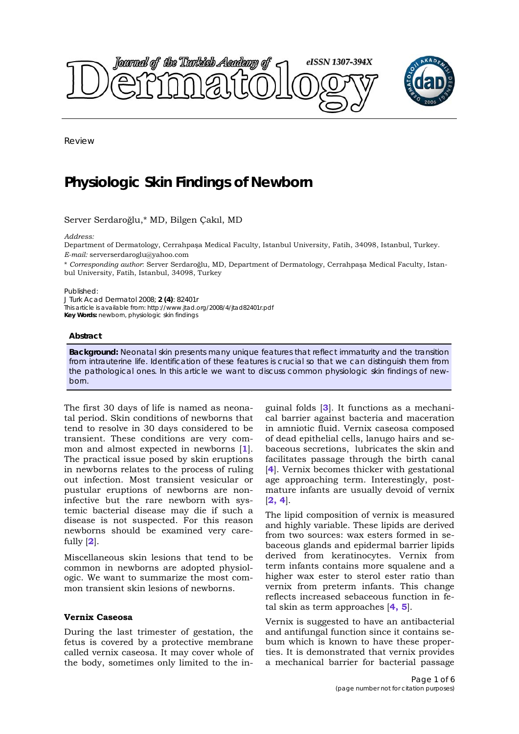Review

# Physiologic Skin Findings of Newborn

Server Serdaroğlu,* MD, Bilgen Çakıl, MD

*Address:*
Department of Dermatology, Cerrahpaşa Medical Faculty, Istanbul University, Fatih, 34098, Istanbul, Turkey.
*E-mail:* serverserdaroglu@yahoo.com

* *Corresponding author*: Server Serdaroğlu, MD, Department of Dermatology, Cerrahpaşa Medical Faculty, Istanbul University, Fatih, 34098, Istanbul, Turkey

Published:
J Turk Acad Dermatol 2008; **2 (4)**: 82401r
This article is available from: http://www.jtad.org/2008/4/jtad82401r.pdf
**Key Words:** newborn, physiologic skin findings

### Abstract

**Background:** Neonatal skin presents many unique features that reflect immaturity and the transition from intrauterine life. Identification of these features is crucial so that we can distinguish them from the pathological ones. In this article we want to discuss common physiologic skin findings of newborn.

The first 30 days of life is named as neonatal period. Skin conditions of newborns that tend to resolve in 30 days considered to be transient. These conditions are very common and almost expected in newborns [1]. The practical issue posed by skin eruptions in newborns relates to the process of ruling out infection. Most transient vesicular or pustular eruptions of newborns are noninfective but the rare newborn with systemic bacterial disease may die if such a disease is not suspected. For this reason newborns should be examined very carefully [2].

Miscellaneous skin lesions that tend to be common in newborns are adopted physiologic. We want to summarize the most common transient skin lesions of newborns.

### Vernix Caseosa

During the last trimester of gestation, the fetus is covered by a protective membrane called vernix caseosa. It may cover whole of the body, sometimes only limited to the inguinal folds [3]. It functions as a mechanical barrier against bacteria and maceration in amniotic fluid. Vernix caseosa composed of dead epithelial cells, lanugo hairs and sebaceous secretions, lubricates the skin and facilitates passage through the birth canal [4]. Vernix becomes thicker with gestational age approaching term. Interestingly, postmature infants are usually devoid of vernix [2, 4].

The lipid composition of vernix is measured and highly variable. These lipids are derived from two sources: wax esters formed in sebaceous glands and epidermal barrier lipids derived from keratinocytes. Vernix from term infants contains more squalene and a higher wax ester to sterol ester ratio than vernix from preterm infants. This change reflects increased sebaceous function in fetal skin as term approaches [4, 5].

Vernix is suggested to have an antibacterial and antifungal function since it contains sebum which is known to have these properties. It is demonstrated that vernix provides a mechanical barrier for bacterial passage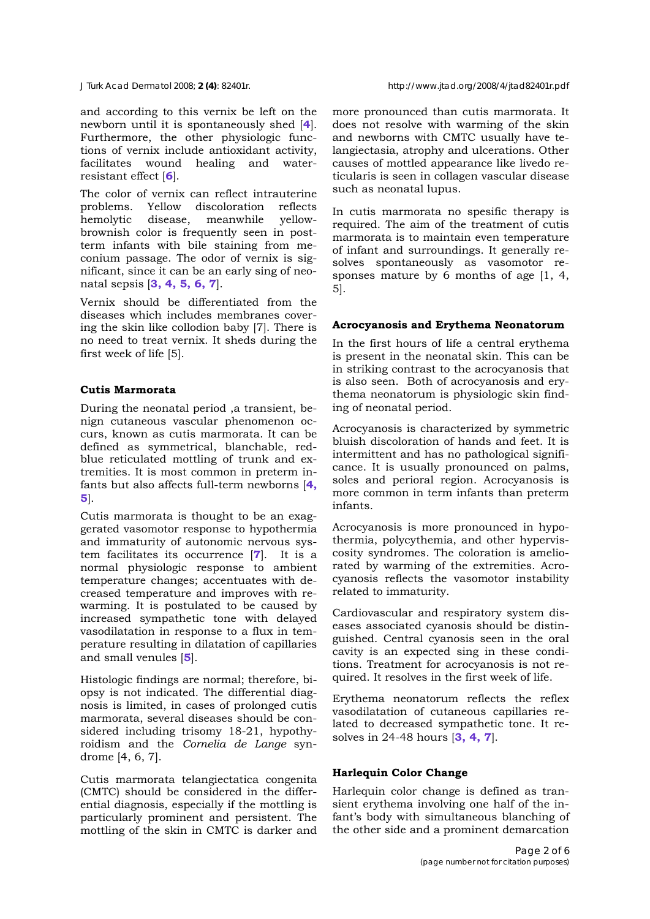and according to this vernix be left on the newborn until it is spontaneously shed [4]. Furthermore, the other physiologic functions of vernix include antioxidant activity, facilitates wound healing and water-resistant effect [6].

The color of vernix can reflect intrauterine problems. Yellow discoloration reflects hemolytic disease, meanwhile yellow-brownish color is frequently seen in post-term infants with bile staining from meconium passage. The odor of vernix is significant, since it can be an early sing of neonatal sepsis [3, 4, 5, 6, 7].

Vernix should be differentiated from the diseases which includes membranes covering the skin like collodion baby [7]. There is no need to treat vernix. It sheds during the first week of life [5].

### Cutis Marmorata

During the neonatal period ,a transient, benign cutaneous vascular phenomenon occurs, known as cutis marmorata. It can be defined as symmetrical, blanchable, red-blue reticulated mottling of trunk and extremities. It is most common in preterm infants but also affects full-term newborns [4, 5].

Cutis marmorata is thought to be an exaggerated vasomotor response to hypothermia and immaturity of autonomic nervous system facilitates its occurrence [7]. It is a normal physiologic response to ambient temperature changes; accentuates with decreased temperature and improves with rewarming. It is postulated to be caused by increased sympathetic tone with delayed vasodilatation in response to a flux in temperature resulting in dilatation of capillaries and small venules [5].

Histologic findings are normal; therefore, biopsy is not indicated. The differential diagnosis is limited, in cases of prolonged cutis marmorata, several diseases should be considered including trisomy 18-21, hypothyroidism and the *Cornelia de Lange* syndrome [4, 6, 7].

Cutis marmorata telangiectatica congenita (CMTC) should be considered in the differential diagnosis, especially if the mottling is particularly prominent and persistent. The mottling of the skin in CMTC is darker and more pronounced than cutis marmorata. It does not resolve with warming of the skin and newborns with CMTC usually have telangiectasia, atrophy and ulcerations. Other causes of mottled appearance like livedo reticularis is seen in collagen vascular disease such as neonatal lupus.

In cutis marmorata no spesific therapy is required. The aim of the treatment of cutis marmorata is to maintain even temperature of infant and surroundings. It generally resolves spontaneously as vasomotor responses mature by 6 months of age [1, 4, 5].

### Acrocyanosis and Erythema Neonatorum

In the first hours of life a central erythema is present in the neonatal skin. This can be in striking contrast to the acrocyanosis that is also seen. Both of acrocyanosis and erythema neonatorum is physiologic skin finding of neonatal period.

Acrocyanosis is characterized by symmetric bluish discoloration of hands and feet. It is intermittent and has no pathological significance. It is usually pronounced on palms, soles and perioral region. Acrocyanosis is more common in term infants than preterm infants.

Acrocyanosis is more pronounced in hypothermia, polycythemia, and other hyperviscosity syndromes. The coloration is ameliorated by warming of the extremities. Acrocyanosis reflects the vasomotor instability related to immaturity.

Cardiovascular and respiratory system diseases associated cyanosis should be distinguished. Central cyanosis seen in the oral cavity is an expected sing in these conditions. Treatment for acrocyanosis is not required. It resolves in the first week of life.

Erythema neonatorum reflects the reflex vasodilatation of cutaneous capillaries related to decreased sympathetic tone. It resolves in 24-48 hours [3, 4, 7].

### Harlequin Color Change

Harlequin color change is defined as transient erythema involving one half of the infant's body with simultaneous blanching of the other side and a prominent demarcation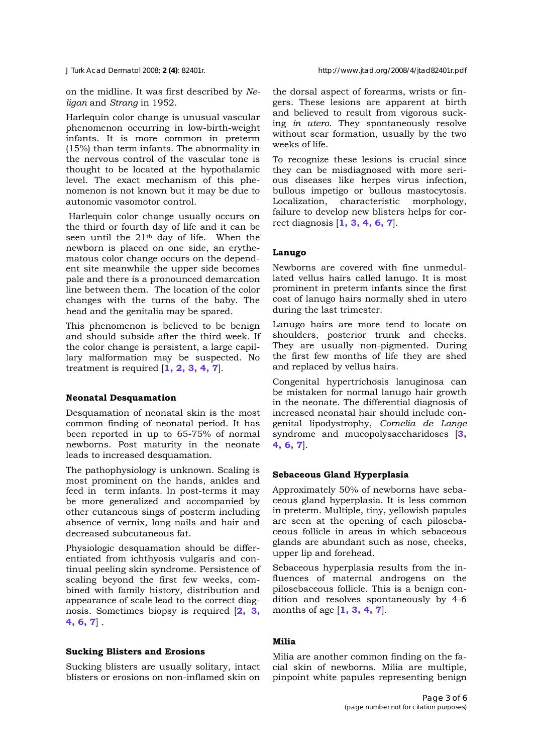on the midline. It was first described by *Neligan* and *Strang* in 1952.

Harlequin color change is unusual vascular phenomenon occurring in low-birth-weight infants. It is more common in preterm (15%) than term infants. The abnormality in the nervous control of the vascular tone is thought to be located at the hypothalamic level. The exact mechanism of this phenomenon is not known but it may be due to autonomic vasomotor control.

Harlequin color change usually occurs on the third or fourth day of life and it can be seen until the 21th day of life. When the newborn is placed on one side, an erythematous color change occurs on the dependent site meanwhile the upper side becomes pale and there is a pronounced demarcation line between them. The location of the color changes with the turns of the baby. The head and the genitalia may be spared.

This phenomenon is believed to be benign and should subside after the third week. If the color change is persistent, a large capillary malformation may be suspected. No treatment is required [1, 2, 3, 4, 7].

### Neonatal Desquamation

Desquamation of neonatal skin is the most common finding of neonatal period. It has been reported in up to 65-75% of normal newborns. Post maturity in the neonate leads to increased desquamation.

The pathophysiology is unknown. Scaling is most prominent on the hands, ankles and feed in term infants. In post-terms it may be more generalized and accompanied by other cutaneous sings of posterm including absence of vernix, long nails and hair and decreased subcutaneous fat.

Physiologic desquamation should be differentiated from ichthyosis vulgaris and continual peeling skin syndrome. Persistence of scaling beyond the first few weeks, combined with family history, distribution and appearance of scale lead to the correct diagnosis. Sometimes biopsy is required [2, 3, 4, 6, 7] .

### Sucking Blisters and Erosions

Sucking blisters are usually solitary, intact blisters or erosions on non-inflamed skin on the dorsal aspect of forearms, wrists or fingers. These lesions are apparent at birth and believed to result from vigorous sucking *in utero*. They spontaneously resolve without scar formation, usually by the two weeks of life.

To recognize these lesions is crucial since they can be misdiagnosed with more serious diseases like herpes virus infection, bullous impetigo or bullous mastocytosis. Localization, characteristic morphology, failure to develop new blisters helps for correct diagnosis [1, 3, 4, 6, 7].

### Lanugo

Newborns are covered with fine unmedullated vellus hairs called lanugo. It is most prominent in preterm infants since the first coat of lanugo hairs normally shed in utero during the last trimester.

Lanugo hairs are more tend to locate on shoulders, posterior trunk and cheeks. They are usually non-pigmented. During the first few months of life they are shed and replaced by vellus hairs.

Congenital hypertrichosis lanuginosa can be mistaken for normal lanugo hair growth in the neonate. The differential diagnosis of increased neonatal hair should include congenital lipodystrophy, *Cornelia de Lange* syndrome and mucopolysaccharidoses [3, 4, 6, 7].

### Sebaceous Gland Hyperplasia

Approximately 50% of newborns have sebaceous gland hyperplasia. It is less common in preterm. Multiple, tiny, yellowish papules are seen at the opening of each pilosebaceous follicle in areas in which sebaceous glands are abundant such as nose, cheeks, upper lip and forehead.

Sebaceous hyperplasia results from the influences of maternal androgens on the pilosebaceous follicle. This is a benign condition and resolves spontaneously by 4-6 months of age [1, 3, 4, 7].

### Milia

Milia are another common finding on the facial skin of newborns. Milia are multiple, pinpoint white papules representing benign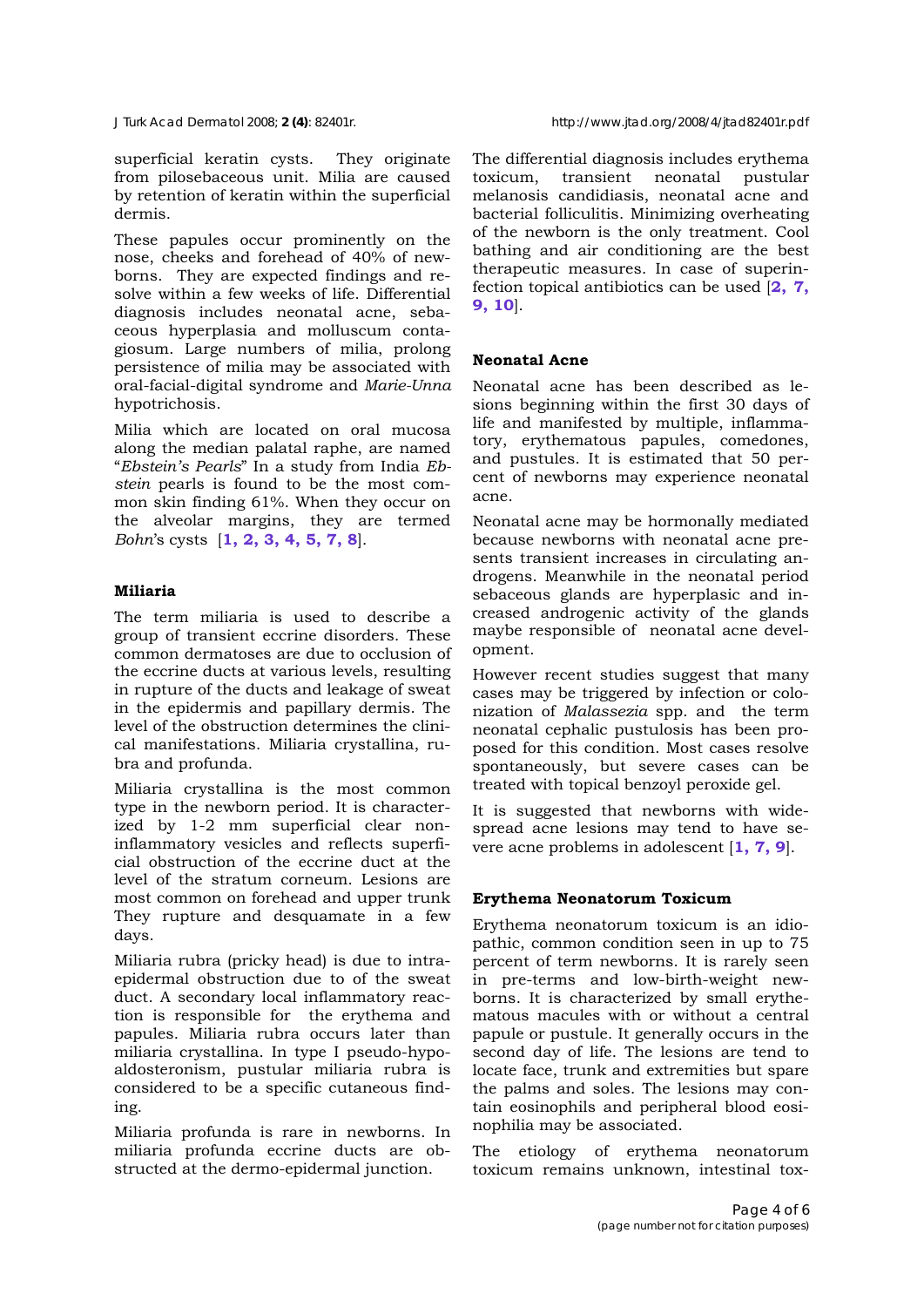superficial keratin cysts. They originate from pilosebaceous unit. Milia are caused by retention of keratin within the superficial dermis.

These papules occur prominently on the nose, cheeks and forehead of 40% of newborns. They are expected findings and resolve within a few weeks of life. Differential diagnosis includes neonatal acne, sebaceous hyperplasia and molluscum contagiosum. Large numbers of milia, prolong persistence of milia may be associated with oral-facial-digital syndrome and *Marie-Unna* hypotrichosis.

Milia which are located on oral mucosa along the median palatal raphe, are named "*Ebstein's Pearls*" In a study from India *Ebstein* pearls is found to be the most common skin finding 61%. When they occur on the alveolar margins, they are termed *Bohn*'s cysts [**1, 2, 3, 4, 5, 7, 8**].

### Miliaria

The term miliaria is used to describe a group of transient eccrine disorders. These common dermatoses are due to occlusion of the eccrine ducts at various levels, resulting in rupture of the ducts and leakage of sweat in the epidermis and papillary dermis. The level of the obstruction determines the clinical manifestations. Miliaria crystallina, rubra and profunda.

Miliaria crystallina is the most common type in the newborn period. It is characterized by 1-2 mm superficial clear noninflammatory vesicles and reflects superficial obstruction of the eccrine duct at the level of the stratum corneum. Lesions are most common on forehead and upper trunk They rupture and desquamate in a few days.

Miliaria rubra (pricky head) is due to intraepidermal obstruction due to of the sweat duct. A secondary local inflammatory reaction is responsible for the erythema and papules. Miliaria rubra occurs later than miliaria crystallina. In type I pseudo-hypoaldosteronism, pustular miliaria rubra is considered to be a specific cutaneous finding.

Miliaria profunda is rare in newborns. In miliaria profunda eccrine ducts are obstructed at the dermo-epidermal junction.

The differential diagnosis includes erythema toxicum, transient neonatal pustular melanosis candidiasis, neonatal acne and bacterial folliculitis. Minimizing overheating of the newborn is the only treatment. Cool bathing and air conditioning are the best therapeutic measures. In case of superinfection topical antibiotics can be used [**2, 7, 9, 10**].

### Neonatal Acne

Neonatal acne has been described as lesions beginning within the first 30 days of life and manifested by multiple, inflammatory, erythematous papules, comedones, and pustules. It is estimated that 50 percent of newborns may experience neonatal acne.

Neonatal acne may be hormonally mediated because newborns with neonatal acne presents transient increases in circulating androgens. Meanwhile in the neonatal period sebaceous glands are hyperplasic and increased androgenic activity of the glands maybe responsible of neonatal acne development.

However recent studies suggest that many cases may be triggered by infection or colonization of *Malassezia* spp. and the term neonatal cephalic pustulosis has been proposed for this condition. Most cases resolve spontaneously, but severe cases can be treated with topical benzoyl peroxide gel.

It is suggested that newborns with widespread acne lesions may tend to have severe acne problems in adolescent [**1, 7, 9**].

### Erythema Neonatorum Toxicum

Erythema neonatorum toxicum is an idiopathic, common condition seen in up to 75 percent of term newborns. It is rarely seen in pre-terms and low-birth-weight newborns. It is characterized by small erythematous macules with or without a central papule or pustule. It generally occurs in the second day of life. The lesions are tend to locate face, trunk and extremities but spare the palms and soles. The lesions may contain eosinophils and peripheral blood eosinophilia may be associated.

The etiology of erythema neonatorum toxicum remains unknown, intestinal tox-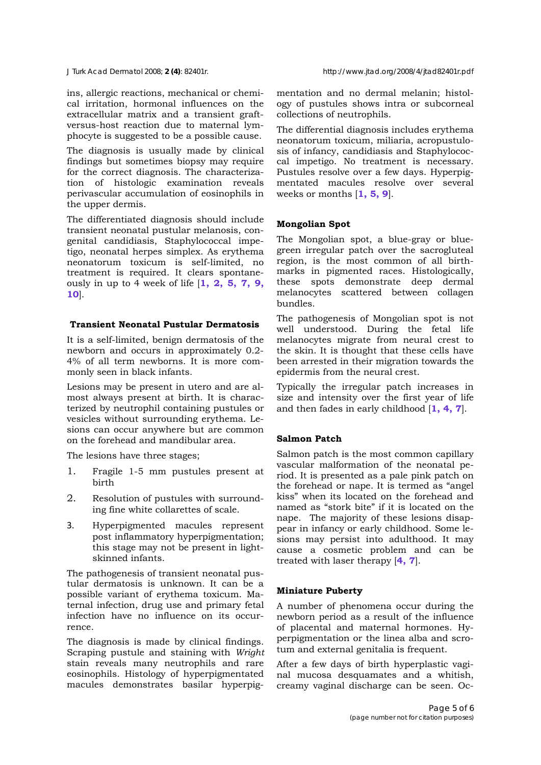ins, allergic reactions, mechanical or chemical irritation, hormonal influences on the extracellular matrix and a transient graft-versus-host reaction due to maternal lymphocyte is suggested to be a possible cause.

The diagnosis is usually made by clinical findings but sometimes biopsy may require for the correct diagnosis. The characterization of histologic examination reveals perivascular accumulation of eosinophils in the upper dermis.

The differentiated diagnosis should include transient neonatal pustular melanosis, congenital candidiasis, Staphylococcal impetigo, neonatal herpes simplex. As erythema neonatorum toxicum is self-limited, no treatment is required. It clears spontaneously in up to 4 week of life [**1, 2, 5, 7, 9, 10**].

### Transient Neonatal Pustular Dermatosis

It is a self-limited, benign dermatosis of the newborn and occurs in approximately 0.2-4% of all term newborns. It is more commonly seen in black infants.

Lesions may be present in utero and are almost always present at birth. It is characterized by neutrophil containing pustules or vesicles without surrounding erythema. Lesions can occur anywhere but are common on the forehead and mandibular area.

The lesions have three stages;

1. Fragile 1-5 mm pustules present at birth
2. Resolution of pustules with surrounding fine white collarettes of scale.
3. Hyperpigmented macules represent post inflammatory hyperpigmentation; this stage may not be present in light-skinned infants.

The pathogenesis of transient neonatal pustular dermatosis is unknown. It can be a possible variant of erythema toxicum. Maternal infection, drug use and primary fetal infection have no influence on its occurrence.

The diagnosis is made by clinical findings. Scraping pustule and staining with *Wright* stain reveals many neutrophils and rare eosinophils. Histology of hyperpigmentated macules demonstrates basilar hyperpigmentation and no dermal melanin; histology of pustules shows intra or subcorneal collections of neutrophils.

The differential diagnosis includes erythema neonatorum toxicum, miliaria, acropustulosis of infancy, candidiasis and Staphylococcal impetigo. No treatment is necessary. Pustules resolve over a few days. Hyperpigmentated macules resolve over several weeks or months [**1, 5, 9**].

### Mongolian Spot

The Mongolian spot, a blue-gray or blue-green irregular patch over the sacrogluteal region, is the most common of all birthmarks in pigmented races. Histologically, these spots demonstrate deep dermal melanocytes scattered between collagen bundles.

The pathogenesis of Mongolian spot is not well understood. During the fetal life melanocytes migrate from neural crest to the skin. It is thought that these cells have been arrested in their migration towards the epidermis from the neural crest.

Typically the irregular patch increases in size and intensity over the first year of life and then fades in early childhood [**1, 4, 7**].

### Salmon Patch

Salmon patch is the most common capillary vascular malformation of the neonatal period. It is presented as a pale pink patch on the forehead or nape. It is termed as "angel kiss" when its located on the forehead and named as "stork bite" if it is located on the nape. The majority of these lesions disappear in infancy or early childhood. Some lesions may persist into adulthood. It may cause a cosmetic problem and can be treated with laser therapy [**4, 7**].

### Miniature Puberty

A number of phenomena occur during the newborn period as a result of the influence of placental and maternal hormones. Hyperpigmentation or the linea alba and scrotum and external genitalia is frequent.

After a few days of birth hyperplastic vaginal mucosa desquamates and a whitish, creamy vaginal discharge can be seen. Oc-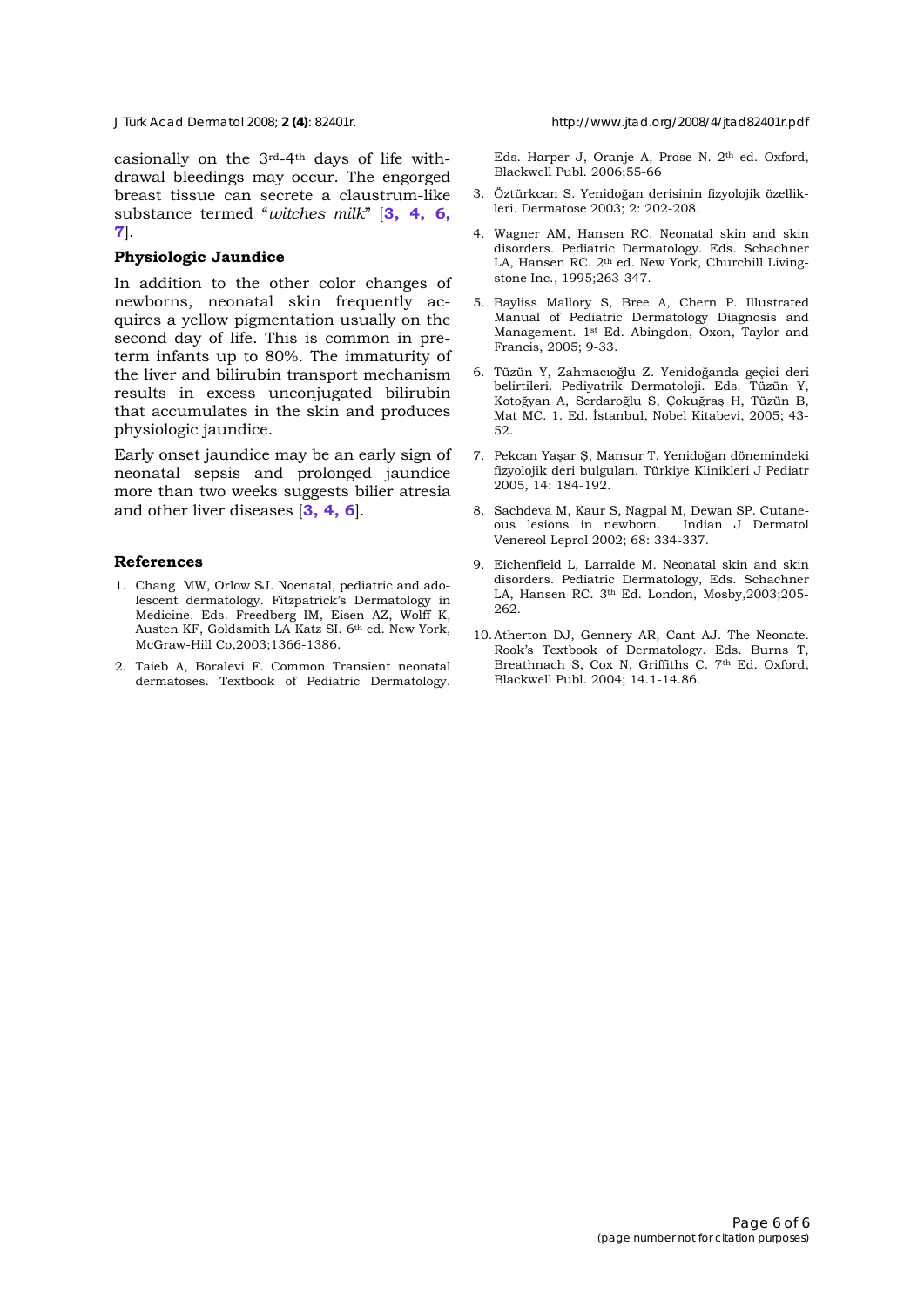casionally on the 3rd-4th days of life withdrawal bleedings may occur. The engorged breast tissue can secrete a claustrum-like substance termed "*witches milk*" [**3, 4, 6, 7**].

### Physiologic Jaundice

In addition to the other color changes of newborns, neonatal skin frequently acquires a yellow pigmentation usually on the second day of life. This is common in preterm infants up to 80%. The immaturity of the liver and bilirubin transport mechanism results in excess unconjugated bilirubin that accumulates in the skin and produces physiologic jaundice.

Early onset jaundice may be an early sign of neonatal sepsis and prolonged jaundice more than two weeks suggests bilier atresia and other liver diseases [**3, 4, 6**].

### References

1. Chang MW, Orlow SJ. Noenatal, pediatric and adolescent dermatology. Fitzpatrick's Dermatology in Medicine. Eds. Freedberg IM, Eisen AZ, Wolff K, Austen KF, Goldsmith LA Katz SI. 6th ed. New York, McGraw-Hill Co,2003;1366-1386.
2. Taieb A, Boralevi F. Common Transient neonatal dermatoses. Textbook of Pediatric Dermatology. Eds. Harper J, Oranje A, Prose N. 2th ed. Oxford, Blackwell Publ. 2006;55-66
3. Öztürkcan S. Yenidoğan derisinin fizyolojik özellikleri. Dermatose 2003; 2: 202-208.
4. Wagner AM, Hansen RC. Neonatal skin and skin disorders. Pediatric Dermatology. Eds. Schachner LA, Hansen RC. 2th ed. New York, Churchill Livingstone Inc., 1995;263-347.
5. Bayliss Mallory S, Bree A, Chern P. Illustrated Manual of Pediatric Dermatology Diagnosis and Management. 1st Ed. Abingdon, Oxon, Taylor and Francis, 2005; 9-33.
6. Tüzün Y, Zahmacıoğlu Z. Yenidoğanda geçici deri belirtileri. Pediyatrik Dermatoloji. Eds. Tüzün Y, Kotoğyan A, Serdaroğlu S, Çokuğraş H, Tüzün B, Mat MC. 1. Ed. İstanbul, Nobel Kitabevi, 2005; 43-52.
7. Pekcan Yaşar Ş, Mansur T. Yenidoğan dönemindeki fizyolojik deri bulguları. Türkiye Klinikleri J Pediatr 2005, 14: 184-192.
8. Sachdeva M, Kaur S, Nagpal M, Dewan SP. Cutaneous lesions in newborn. Indian J Dermatol Venereol Leprol 2002; 68: 334-337.
9. Eichenfield L, Larralde M. Neonatal skin and skin disorders. Pediatric Dermatology, Eds. Schachner LA, Hansen RC. 3th Ed. London, Mosby,2003;205-262.
10. Atherton DJ, Gennery AR, Cant AJ. The Neonate. Rook's Textbook of Dermatology. Eds. Burns T, Breathnach S, Cox N, Griffiths C. 7th Ed. Oxford, Blackwell Publ. 2004; 14.1-14.86.